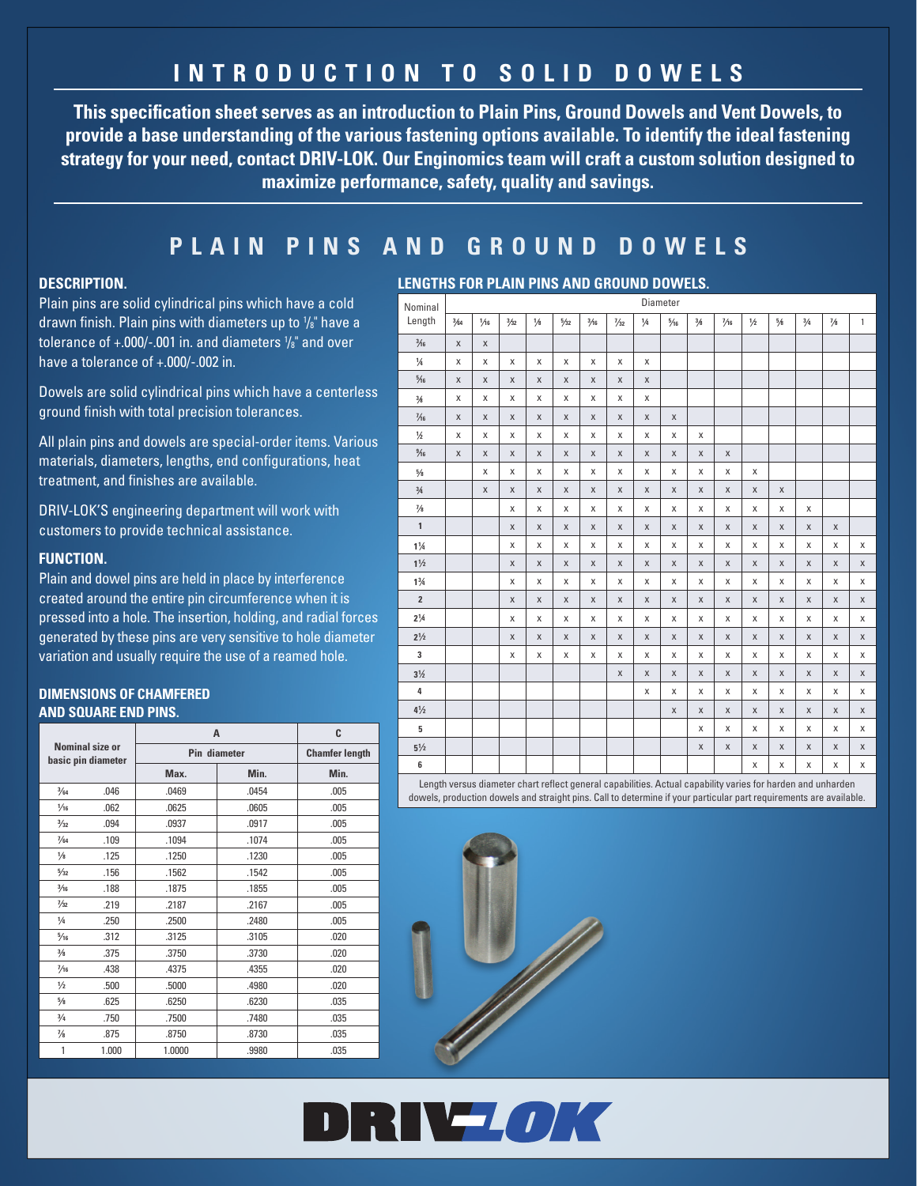# INTRODUCTION TO SOLID DOWELS

**This specification sheet serves as an introduction to Plain Pins, Ground Dowels and Vent Dowels, to provide a base understanding of the various fastening options available. To identify the ideal fastening strategy for your need, contact DRIV-LOK. Our Enginomics team will craft a custom solution designed to maximize performance, safety, quality and savings.**

## PLAIN PINS AND GROUND DOWELS

### DESCRIPTION.

Plain pins are solid cylindrical pins which have a cold drawn finish. Plain pins with diameters up to 1/8" have a tolerance of +.000/-.001 in. and diameters 1/8" and over have a tolerance of +.000/-.002 in.

Dowels are solid cylindrical pins which have a centerless ground finish with total precision tolerances.

All plain pins and dowels are special-order items. Various materials, diameters, lengths, end configurations, heat treatment, and finishes are available.

DRIV-LOK'S engineering department will work with customers to provide technical assistance.

### FUNCTION.

Plain and dowel pins are held in place by interference created around the entire pin circumference when it is pressed into a hole. The insertion, holding, and radial forces generated by these pins are very sensitive to hole diameter variation and usually require the use of a reamed hole.

### DIMENSIONS OF CHAMFERED AND SQUARE END PINS.

| Nominal size or basic pin diameter | | A | | C |
|---|---|---|---|---|
| | | Pin diameter | | Chamfer length |
| | | Max. | Min. | Min. |
| 3/64 | .046 | .0469 | .0454 | .005 |
| 1/16 | .062 | .0625 | .0605 | .005 |
| 3/32 | .094 | .0937 | .0917 | .005 |
| 7/64 | .109 | .1094 | .1074 | .005 |
| 1/8 | .125 | .1250 | .1230 | .005 |
| 5/32 | .156 | .1562 | .1542 | .005 |
| 3/16 | .188 | .1875 | .1855 | .005 |
| 7/32 | .219 | .2187 | .2167 | .005 |
| 1/4 | .250 | .2500 | .2480 | .005 |
| 5/16 | .312 | .3125 | .3105 | .020 |
| 3/8 | .375 | .3750 | .3730 | .020 |
| 7/16 | .438 | .4375 | .4355 | .020 |
| 1/2 | .500 | .5000 | .4980 | .020 |
| 5/8 | .625 | .6250 | .6230 | .035 |
| 3/4 | .750 | .7500 | .7480 | .035 |
| 7/8 | .875 | .8750 | .8730 | .035 |
| 1 | 1.000 | 1.0000 | .9980 | .035 |

### LENGTHS FOR PLAIN PINS AND GROUND DOWELS.

| Nominal Length | Diameter | | | | | | | | | | | | | | | |
|---|---|---|---|---|---|---|---|---|---|---|---|---|---|---|---|---|
| | 3/64 | 1/16 | 3/32 | 1/8 | 5/32 | 3/16 | 7/32 | 1/4 | 5/16 | 3/8 | 7/16 | 1/2 | 5/8 | 3/4 | 7/8 | 1 |
| 3/16 | x | x | | | | | | | | | | | | | | |
| 1/4 | x | x | x | x | x | x | x | x | | | | | | | | |
| 5/16 | x | x | x | x | x | x | x | x | | | | | | | | |
| 3/8 | x | x | x | x | x | x | x | x | | | | | | | | |
| 7/16 | x | x | x | x | x | x | x | x | x | | | | | | | |
| 1/2 | x | x | x | x | x | x | x | x | x | x | | | | | | |
| 9/16 | x | x | x | x | x | x | x | x | x | x | x | | | | | |
| 5/8 | | x | x | x | x | x | x | x | x | x | x | x | | | | |
| 3/4 | | x | x | x | x | x | x | x | x | x | x | x | x | | | |
| 7/8 | | | x | x | x | x | x | x | x | x | x | x | x | x | | |
| 1 | | | x | x | x | x | x | x | x | x | x | x | x | x | x | |
| 1 1/4 | | | x | x | x | x | x | x | x | x | x | x | x | x | x | x |
| 1 1/2 | | | x | x | x | x | x | x | x | x | x | x | x | x | x | x |
| 1 3/4 | | | x | x | x | x | x | x | x | x | x | x | x | x | x | x |
| 2 | | | x | x | x | x | x | x | x | x | x | x | x | x | x | x |
| 2 1/4 | | | x | x | x | x | x | x | x | x | x | x | x | x | x | x |
| 2 1/2 | | | x | x | x | x | x | x | x | x | x | x | x | x | x | x |
| 3 | | | x | x | x | x | x | x | x | x | x | x | x | x | x | x |
| 3 1/2 | | | | | | | x | x | x | x | x | x | x | x | x | x |
| 4 | | | | | | | | x | x | x | x | x | x | x | x | x |
| 4 1/2 | | | | | | | | | x | x | x | x | x | x | x | x |
| 5 | | | | | | | | | | x | x | x | x | x | x | x |
| 5 1/2 | | | | | | | | | | x | x | x | x | x | x | x |
| 6 | | | | | | | | | | | | x | x | x | x | x |

Length versus diameter chart reflect general capabilities. Actual capability varies for harden and unharden dowels, production dowels and straight pins. Call to determine if your particular part requirements are available.

DRIV-LOK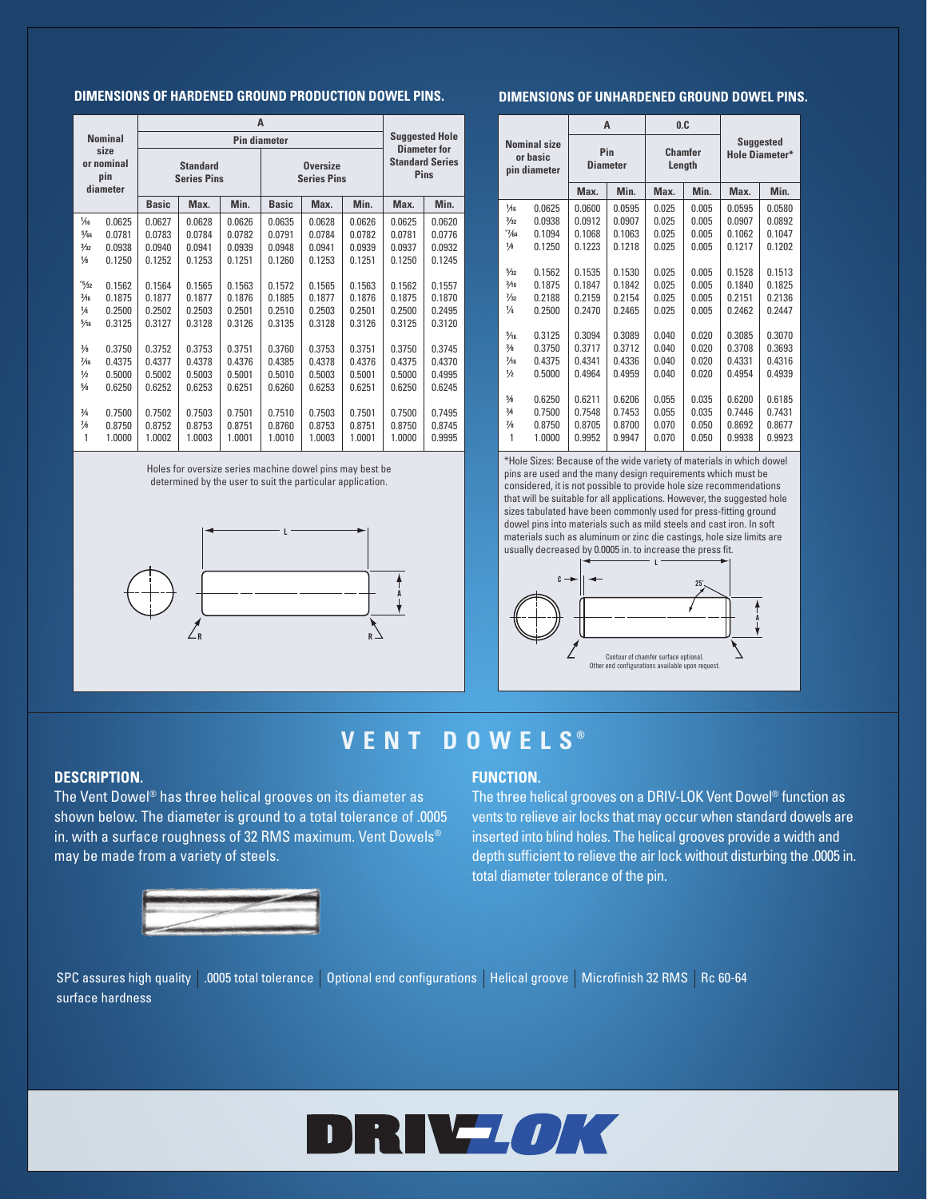## DIMENSIONS OF HARDENED GROUND PRODUCTION DOWEL PINS.

| Nominal size or nominal pin diameter | | A Pin diameter Standard Series Pins | | | Oversize Series Pins | | | Suggested Hole Diameter for Standard Series Pins | |
|---|---|---|---|---|---|---|---|---|---|
| | | Basic | Max. | Min. | Basic | Max. | Min. | Max. | Min. |
| 1/16 | 0.0625 | 0.0627 | 0.0628 | 0.0626 | 0.0635 | 0.0628 | 0.0626 | 0.0625 | 0.0620 |
| 5/64 | 0.0781 | 0.0783 | 0.0784 | 0.0782 | 0.0791 | 0.0784 | 0.0782 | 0.0781 | 0.0776 |
| 3/32 | 0.0938 | 0.0940 | 0.0941 | 0.0939 | 0.0948 | 0.0941 | 0.0939 | 0.0937 | 0.0932 |
| 1/8 | 0.1250 | 0.1252 | 0.1253 | 0.1251 | 0.1260 | 0.1253 | 0.1251 | 0.1250 | 0.1245 |
| 5/32 | 0.1562 | 0.1564 | 0.1565 | 0.1563 | 0.1572 | 0.1565 | 0.1563 | 0.1562 | 0.1557 |
| 3/16 | 0.1875 | 0.1877 | 0.1877 | 0.1876 | 0.1885 | 0.1877 | 0.1876 | 0.1875 | 0.1870 |
| 1/4 | 0.2500 | 0.2502 | 0.2503 | 0.2501 | 0.2510 | 0.2503 | 0.2501 | 0.2500 | 0.2495 |
| 5/16 | 0.3125 | 0.3127 | 0.3128 | 0.3126 | 0.3135 | 0.3128 | 0.3126 | 0.3125 | 0.3120 |
| 3/8 | 0.3750 | 0.3752 | 0.3753 | 0.3751 | 0.3760 | 0.3753 | 0.3751 | 0.3750 | 0.3745 |
| 7/16 | 0.4375 | 0.4377 | 0.4378 | 0.4376 | 0.4385 | 0.4378 | 0.4376 | 0.4375 | 0.4370 |
| 1/2 | 0.5000 | 0.5002 | 0.5003 | 0.5001 | 0.5010 | 0.5003 | 0.5001 | 0.5000 | 0.4995 |
| 5/8 | 0.6250 | 0.6252 | 0.6253 | 0.6251 | 0.6260 | 0.6253 | 0.6251 | 0.6250 | 0.6245 |
| 3/4 | 0.7500 | 0.7502 | 0.7503 | 0.7501 | 0.7510 | 0.7503 | 0.7501 | 0.7500 | 0.7495 |
| 7/8 | 0.8750 | 0.8752 | 0.8753 | 0.8751 | 0.8760 | 0.8753 | 0.8751 | 0.8750 | 0.8745 |
| 1 | 1.0000 | 1.0002 | 1.0003 | 1.0001 | 1.0010 | 1.0003 | 1.0001 | 1.0000 | 0.9995 |

Holes for oversize series machine dowel pins may best be determined by the user to suit the particular application.

L

A

R

R

## DIMENSIONS OF UNHARDENED GROUND DOWEL PINS.

| Nominal size or basic pin diameter | | A Pin Diameter | | 0.C Chamfer Length | | Suggested Hole Diameter* | |
|---|---|---|---|---|---|---|---|
| | | Max. | Min. | Max. | Min. | Max. | Min. |
| 1/16 | 0.0625 | 0.0600 | 0.0595 | 0.025 | 0.005 | 0.0595 | 0.0580 |
| 3/32 | 0.0938 | 0.0912 | 0.0907 | 0.025 | 0.005 | 0.0907 | 0.0892 |
| 7/64 | 0.1094 | 0.1068 | 0.1063 | 0.025 | 0.005 | 0.1062 | 0.1047 |
| 1/8 | 0.1250 | 0.1223 | 0.1218 | 0.025 | 0.005 | 0.1217 | 0.1202 |
| 5/32 | 0.1562 | 0.1535 | 0.1530 | 0.025 | 0.005 | 0.1528 | 0.1513 |
| 3/16 | 0.1875 | 0.1847 | 0.1842 | 0.025 | 0.005 | 0.1840 | 0.1825 |
| 7/32 | 0.2188 | 0.2159 | 0.2154 | 0.025 | 0.005 | 0.2151 | 0.2136 |
| 1/4 | 0.2500 | 0.2470 | 0.2465 | 0.025 | 0.005 | 0.2462 | 0.2447 |
| 5/16 | 0.3125 | 0.3094 | 0.3089 | 0.040 | 0.020 | 0.3085 | 0.3070 |
| 3/8 | 0.3750 | 0.3717 | 0.3712 | 0.040 | 0.020 | 0.3708 | 0.3693 |
| 7/16 | 0.4375 | 0.4341 | 0.4336 | 0.040 | 0.020 | 0.4331 | 0.4316 |
| 1/2 | 0.5000 | 0.4964 | 0.4959 | 0.040 | 0.020 | 0.4954 | 0.4939 |
| 5/8 | 0.6250 | 0.6211 | 0.6206 | 0.055 | 0.035 | 0.6200 | 0.6185 |
| 3/4 | 0.7500 | 0.7548 | 0.7453 | 0.055 | 0.035 | 0.7446 | 0.7431 |
| 7/8 | 0.8750 | 0.8705 | 0.8700 | 0.070 | 0.050 | 0.8692 | 0.8677 |
| 1 | 1.0000 | 0.9952 | 0.9947 | 0.070 | 0.050 | 0.9938 | 0.9923 |

*Hole Sizes: Because of the wide variety of materials in which dowel pins are used and the many design requirements which must be considered, it is not possible to provide hole size recommendations that will be suitable for all applications. However, the suggested hole sizes tabulated have been commonly used for press-fitting ground dowel pins into materials such as mild steels and cast iron. In soft materials such as aluminum or zinc die castings, hole size limits are usually decreased by 0.0005 in. to increase the press fit.

L

C

25°

A

Contour of chamfer surface optional.
Other end configurations available upon request.

# VENT DOWELS®

### DESCRIPTION.

The Vent Dowel® has three helical grooves on its diameter as shown below. The diameter is ground to a total tolerance of .0005 in. with a surface roughness of 32 RMS maximum. Vent Dowels® may be made from a variety of steels.

### FUNCTION.

The three helical grooves on a DRIV-LOK Vent Dowel® function as vents to relieve air locks that may occur when standard dowels are inserted into blind holes. The helical grooves provide a width and depth sufficient to relieve the air lock without disturbing the .0005 in. total diameter tolerance of the pin.

SPC assures high quality | .0005 total tolerance | Optional end configurations | Helical groove | Microfinish 32 RMS | Rc 60-64 surface hardness

DRIV-LOK